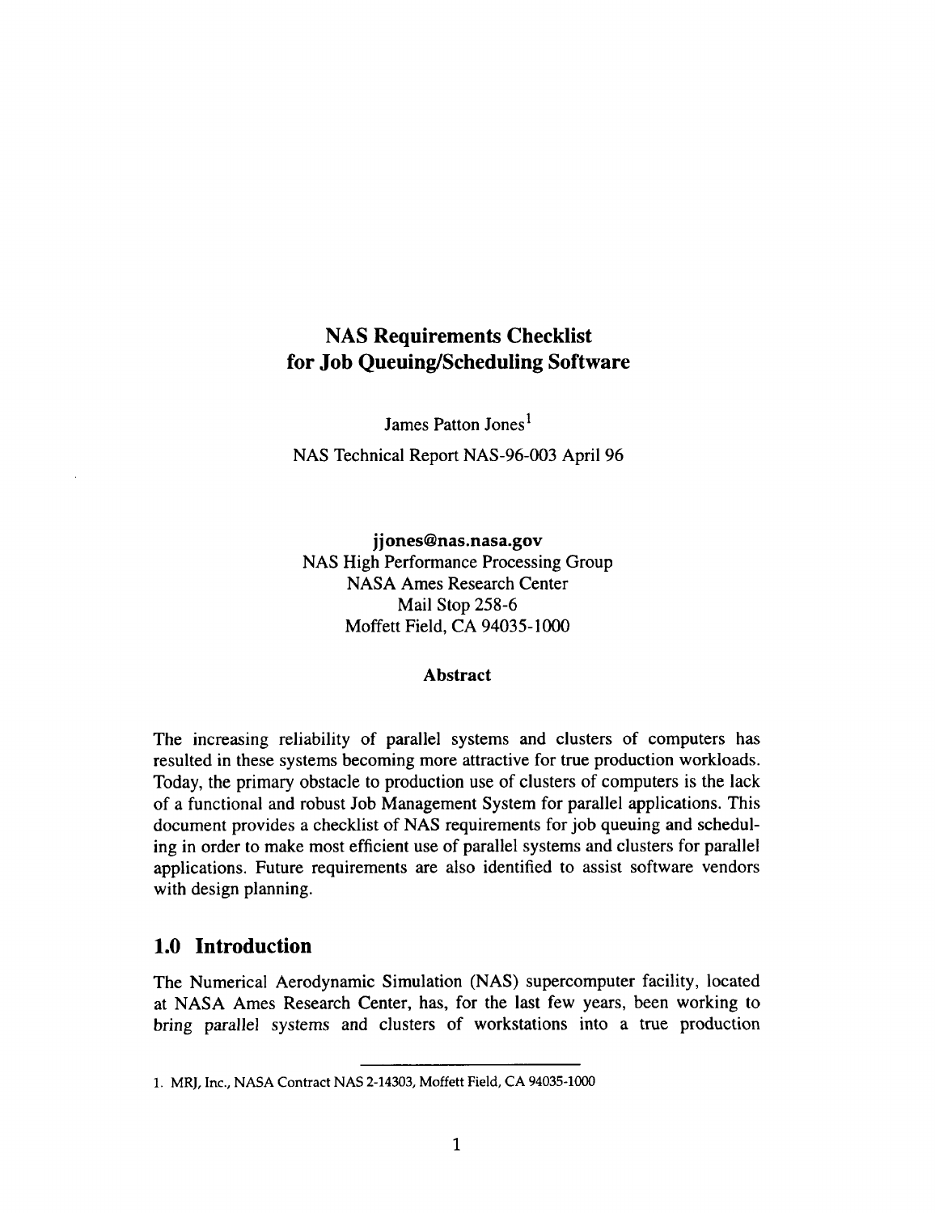# NAS Requirements Checklist for Job Queuing/Scheduling Software

James Patton Jones[1]

NAS Technical Report NAS-96-003 April 96

**jjones@nas.nasa.gov**
NAS High Performance Processing Group
NASA Ames Research Center
Mail Stop 258-6
Moffett Field, CA 94035-1000

### Abstract

The increasing reliability of parallel systems and clusters of computers has resulted in these systems becoming more attractive for true production workloads. Today, the primary obstacle to production use of clusters of computers is the lack of a functional and robust Job Management System for parallel applications. This document provides a checklist of NAS requirements for job queuing and scheduling in order to make most efficient use of parallel systems and clusters for parallel applications. Future requirements are also identified to assist software vendors with design planning.

## 1.0 Introduction

The Numerical Aerodynamic Simulation (NAS) supercomputer facility, located at NASA Ames Research Center, has, for the last few years, been working to bring parallel systems and clusters of workstations into a true production

1. MRJ, Inc., NASA Contract NAS 2-14303, Moffett Field, CA 94035-1000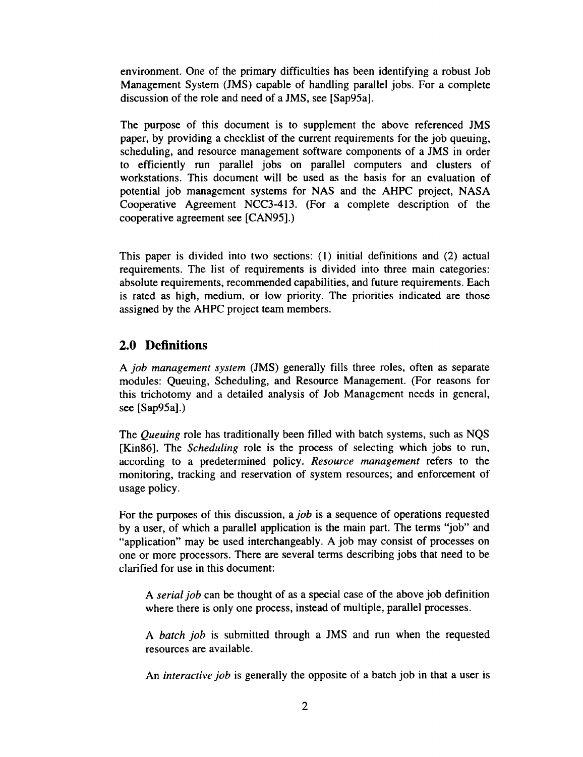environment. One of the primary difficulties has been identifying a robust Job Management System (JMS) capable of handling parallel jobs. For a complete discussion of the role and need of a JMS, see [Sap95a].

The purpose of this document is to supplement the above referenced JMS paper, by providing a checklist of the current requirements for the job queuing, scheduling, and resource management software components of a JMS in order to efficiently run parallel jobs on parallel computers and clusters of workstations. This document will be used as the basis for an evaluation of potential job management systems for NAS and the AHPC project, NASA Cooperative Agreement NCC3-413. (For a complete description of the cooperative agreement see [CAN95].)

This paper is divided into two sections: (1) initial definitions and (2) actual requirements. The list of requirements is divided into three main categories: absolute requirements, recommended capabilities, and future requirements. Each is rated as high, medium, or low priority. The priorities indicated are those assigned by the AHPC project team members.

## 2.0 Definitions

A *job management system* (JMS) generally fills three roles, often as separate modules: Queuing, Scheduling, and Resource Management. (For reasons for this trichotomy and a detailed analysis of Job Management needs in general, see [Sap95a].)

The *Queuing* role has traditionally been filled with batch systems, such as NQS [Kin86]. The *Scheduling* role is the process of selecting which jobs to run, according to a predetermined policy. *Resource management* refers to the monitoring, tracking and reservation of system resources; and enforcement of usage policy.

For the purposes of this discussion, a *job* is a sequence of operations requested by a user, of which a parallel application is the main part. The terms "job" and "application" may be used interchangeably. A job may consist of processes on one or more processors. There are several terms describing jobs that need to be clarified for use in this document:

> A *serial job* can be thought of as a special case of the above job definition where there is only one process, instead of multiple, parallel processes.
>
> A *batch job* is submitted through a JMS and run when the requested resources are available.
>
> An *interactive job* is generally the opposite of a batch job in that a user is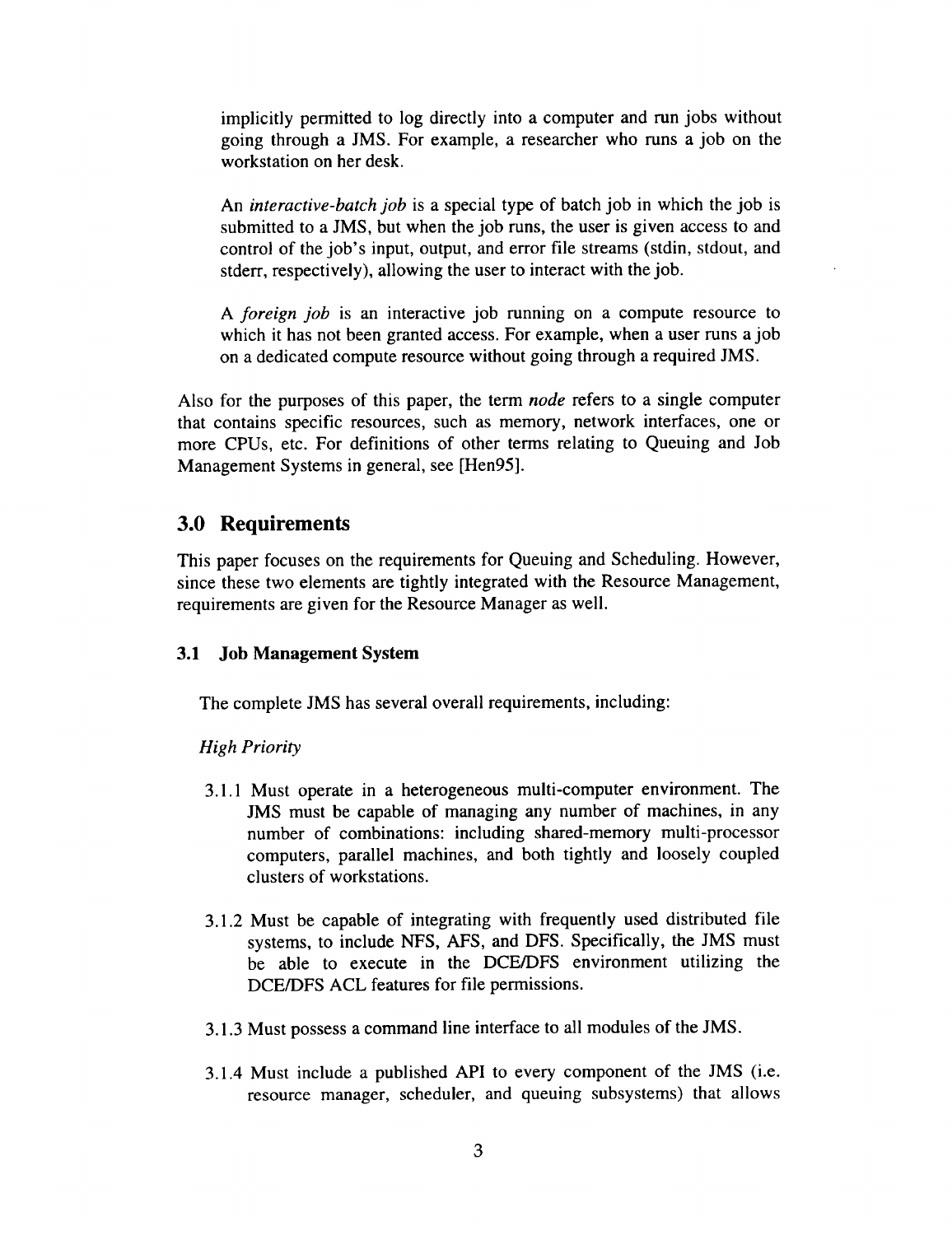implicitly permitted to log directly into a computer and run jobs without going through a JMS. For example, a researcher who runs a job on the workstation on her desk.

An *interactive-batch job* is a special type of batch job in which the job is submitted to a JMS, but when the job runs, the user is given access to and control of the job's input, output, and error file streams (stdin, stdout, and stderr, respectively), allowing the user to interact with the job.

A *foreign job* is an interactive job running on a compute resource to which it has not been granted access. For example, when a user runs a job on a dedicated compute resource without going through a required JMS.

Also for the purposes of this paper, the term *node* refers to a single computer that contains specific resources, such as memory, network interfaces, one or more CPUs, etc. For definitions of other terms relating to Queuing and Job Management Systems in general, see [Hen95].

## 3.0 Requirements

This paper focuses on the requirements for Queuing and Scheduling. However, since these two elements are tightly integrated with the Resource Management, requirements are given for the Resource Manager as well.

### 3.1 Job Management System

The complete JMS has several overall requirements, including:

*High Priority*

3.1.1 Must operate in a heterogeneous multi-computer environment. The JMS must be capable of managing any number of machines, in any number of combinations: including shared-memory multi-processor computers, parallel machines, and both tightly and loosely coupled clusters of workstations.

3.1.2 Must be capable of integrating with frequently used distributed file systems, to include NFS, AFS, and DFS. Specifically, the JMS must be able to execute in the DCE/DFS environment utilizing the DCE/DFS ACL features for file permissions.

3.1.3 Must possess a command line interface to all modules of the JMS.

3.1.4 Must include a published API to every component of the JMS (i.e. resource manager, scheduler, and queuing subsystems) that allows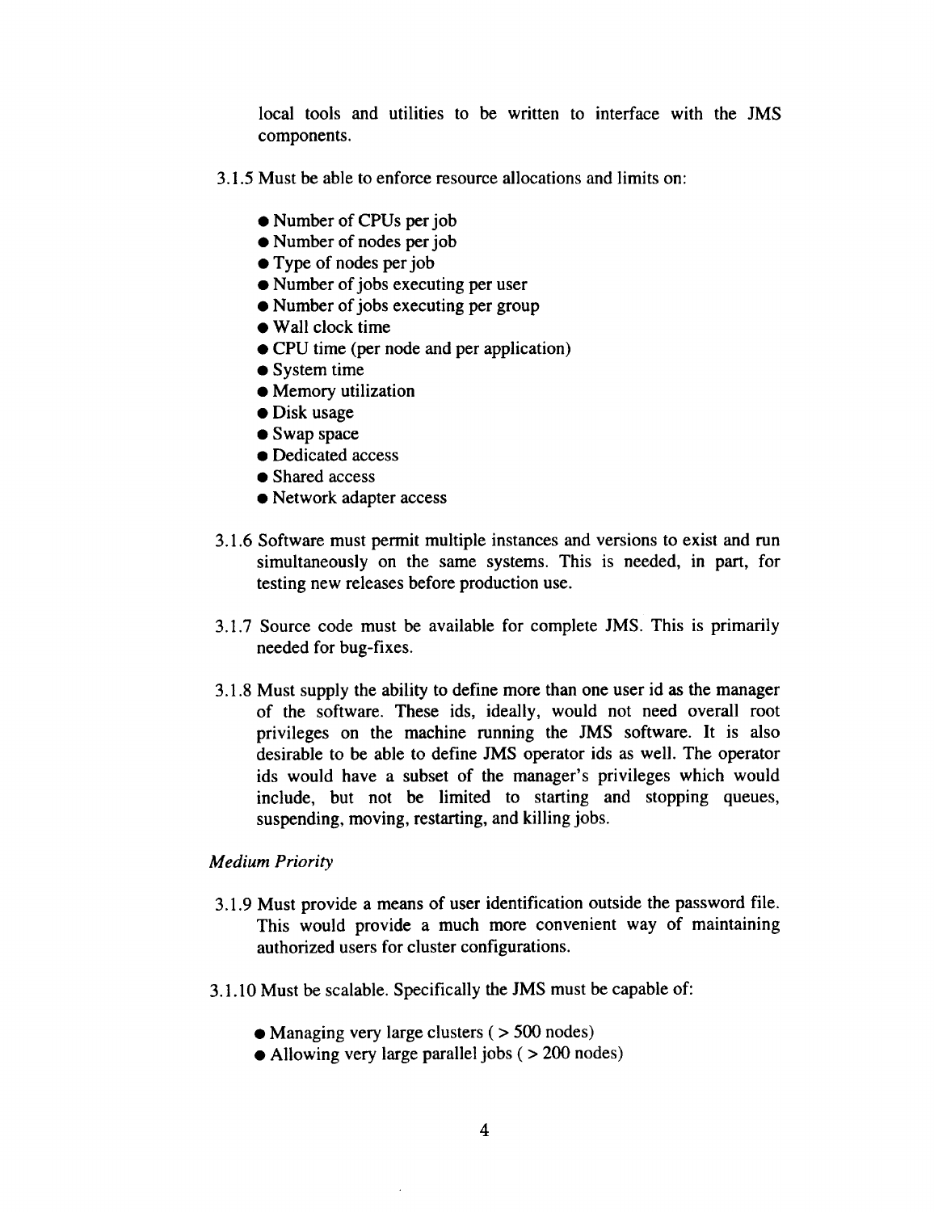local tools and utilities to be written to interface with the JMS components.

3.1.5 Must be able to enforce resource allocations and limits on:

- Number of CPUs per job
- Number of nodes per job
- Type of nodes per job
- Number of jobs executing per user
- Number of jobs executing per group
- Wall clock time
- CPU time (per node and per application)
- System time
- Memory utilization
- Disk usage
- Swap space
- Dedicated access
- Shared access
- Network adapter access

3.1.6 Software must permit multiple instances and versions to exist and run simultaneously on the same systems. This is needed, in part, for testing new releases before production use.

3.1.7 Source code must be available for complete JMS. This is primarily needed for bug-fixes.

3.1.8 Must supply the ability to define more than one user id as the manager of the software. These ids, ideally, would not need overall root privileges on the machine running the JMS software. It is also desirable to be able to define JMS operator ids as well. The operator ids would have a subset of the manager's privileges which would include, but not be limited to starting and stopping queues, suspending, moving, restarting, and killing jobs.

*Medium Priority*

3.1.9 Must provide a means of user identification outside the password file. This would provide a much more convenient way of maintaining authorized users for cluster configurations.

3.1.10 Must be scalable. Specifically the JMS must be capable of:

- Managing very large clusters ( > 500 nodes)
- Allowing very large parallel jobs ( > 200 nodes)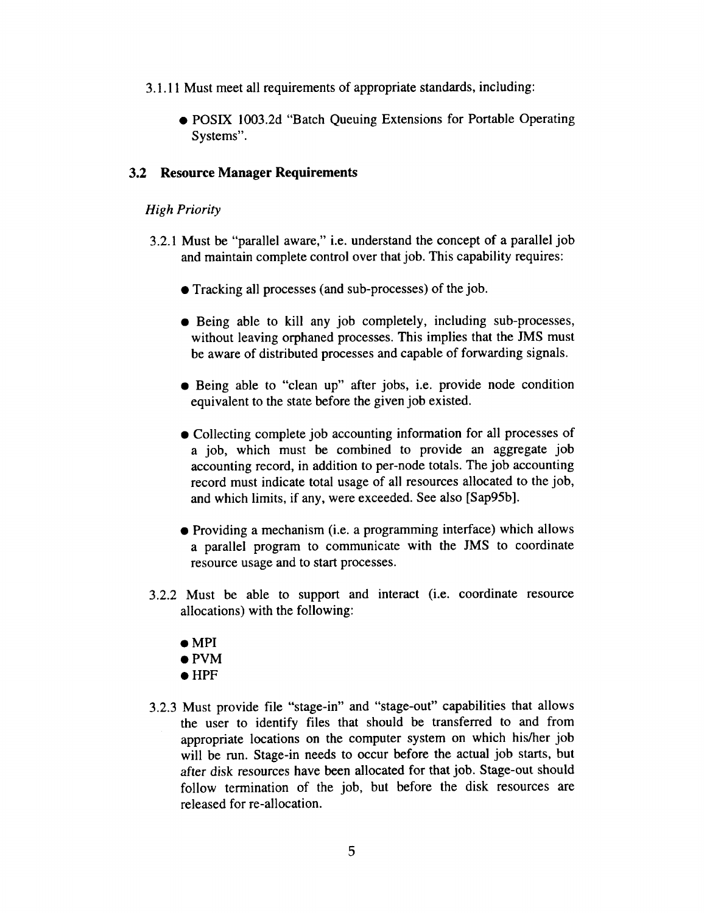3.1.11 Must meet all requirements of appropriate standards, including:

- POSIX 1003.2d "Batch Queuing Extensions for Portable Operating Systems".

## 3.2 Resource Manager Requirements

*High Priority*

3.2.1 Must be "parallel aware," i.e. understand the concept of a parallel job and maintain complete control over that job. This capability requires:

- Tracking all processes (and sub-processes) of the job.
- Being able to kill any job completely, including sub-processes, without leaving orphaned processes. This implies that the JMS must be aware of distributed processes and capable of forwarding signals.
- Being able to "clean up" after jobs, i.e. provide node condition equivalent to the state before the given job existed.
- Collecting complete job accounting information for all processes of a job, which must be combined to provide an aggregate job accounting record, in addition to per-node totals. The job accounting record must indicate total usage of all resources allocated to the job, and which limits, if any, were exceeded. See also [Sap95b].
- Providing a mechanism (i.e. a programming interface) which allows a parallel program to communicate with the JMS to coordinate resource usage and to start processes.

3.2.2 Must be able to support and interact (i.e. coordinate resource allocations) with the following:

- MPI
- PVM
- HPF

3.2.3 Must provide file "stage-in" and "stage-out" capabilities that allows the user to identify files that should be transferred to and from appropriate locations on the computer system on which his/her job will be run. Stage-in needs to occur before the actual job starts, but after disk resources have been allocated for that job. Stage-out should follow termination of the job, but before the disk resources are released for re-allocation.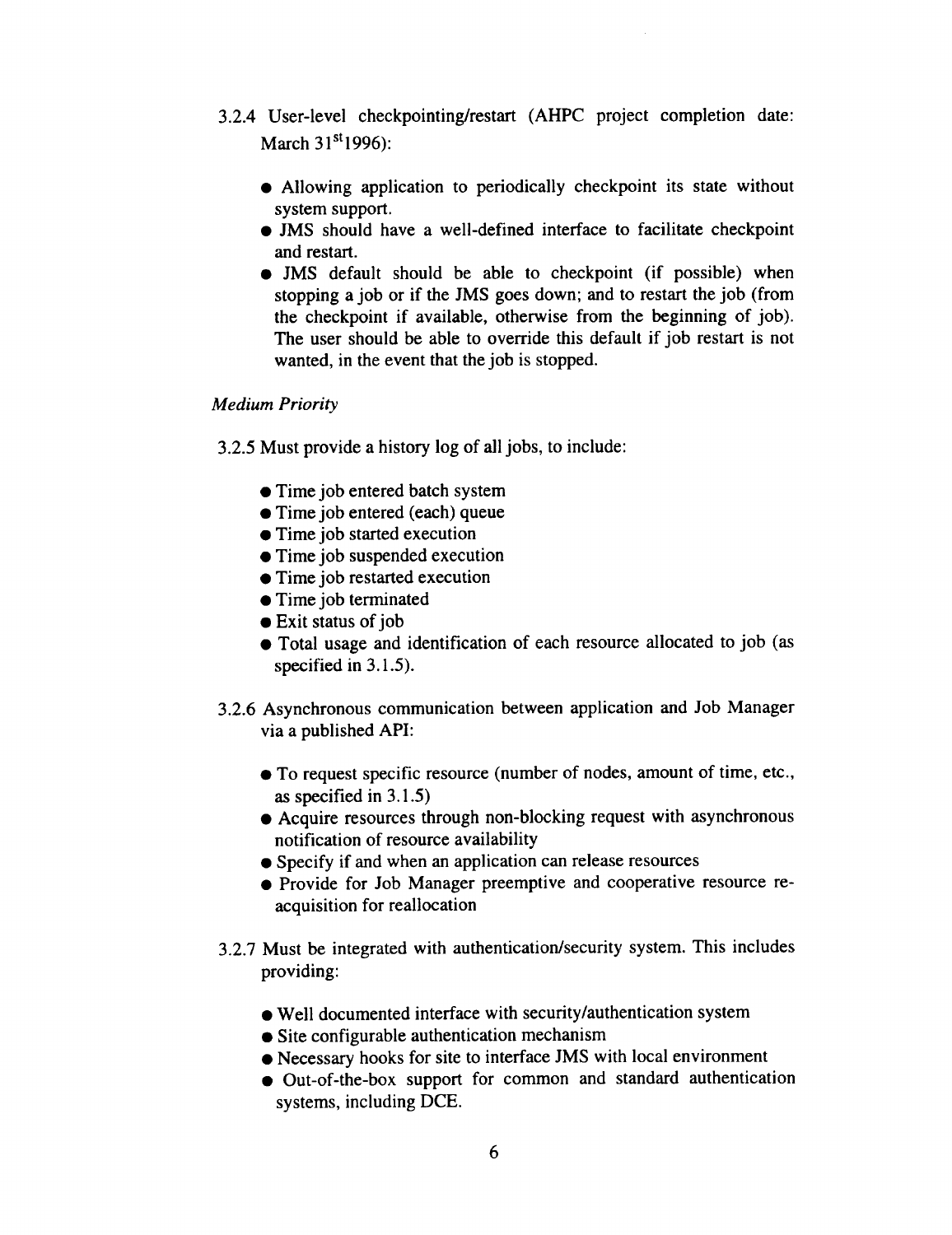3.2.4 User-level checkpointing/restart (AHPC project completion date: March 31st1996):

- Allowing application to periodically checkpoint its state without system support.
- JMS should have a well-defined interface to facilitate checkpoint and restart.
- JMS default should be able to checkpoint (if possible) when stopping a job or if the JMS goes down; and to restart the job (from the checkpoint if available, otherwise from the beginning of job). The user should be able to override this default if job restart is not wanted, in the event that the job is stopped.

*Medium Priority*

3.2.5 Must provide a history log of all jobs, to include:

- Time job entered batch system
- Time job entered (each) queue
- Time job started execution
- Time job suspended execution
- Time job restarted execution
- Time job terminated
- Exit status of job
- Total usage and identification of each resource allocated to job (as specified in 3.1.5).

3.2.6 Asynchronous communication between application and Job Manager via a published API:

- To request specific resource (number of nodes, amount of time, etc., as specified in 3.1.5)
- Acquire resources through non-blocking request with asynchronous notification of resource availability
- Specify if and when an application can release resources
- Provide for Job Manager preemptive and cooperative resource re-acquisition for reallocation

3.2.7 Must be integrated with authentication/security system. This includes providing:

- Well documented interface with security/authentication system
- Site configurable authentication mechanism
- Necessary hooks for site to interface JMS with local environment
- Out-of-the-box support for common and standard authentication systems, including DCE.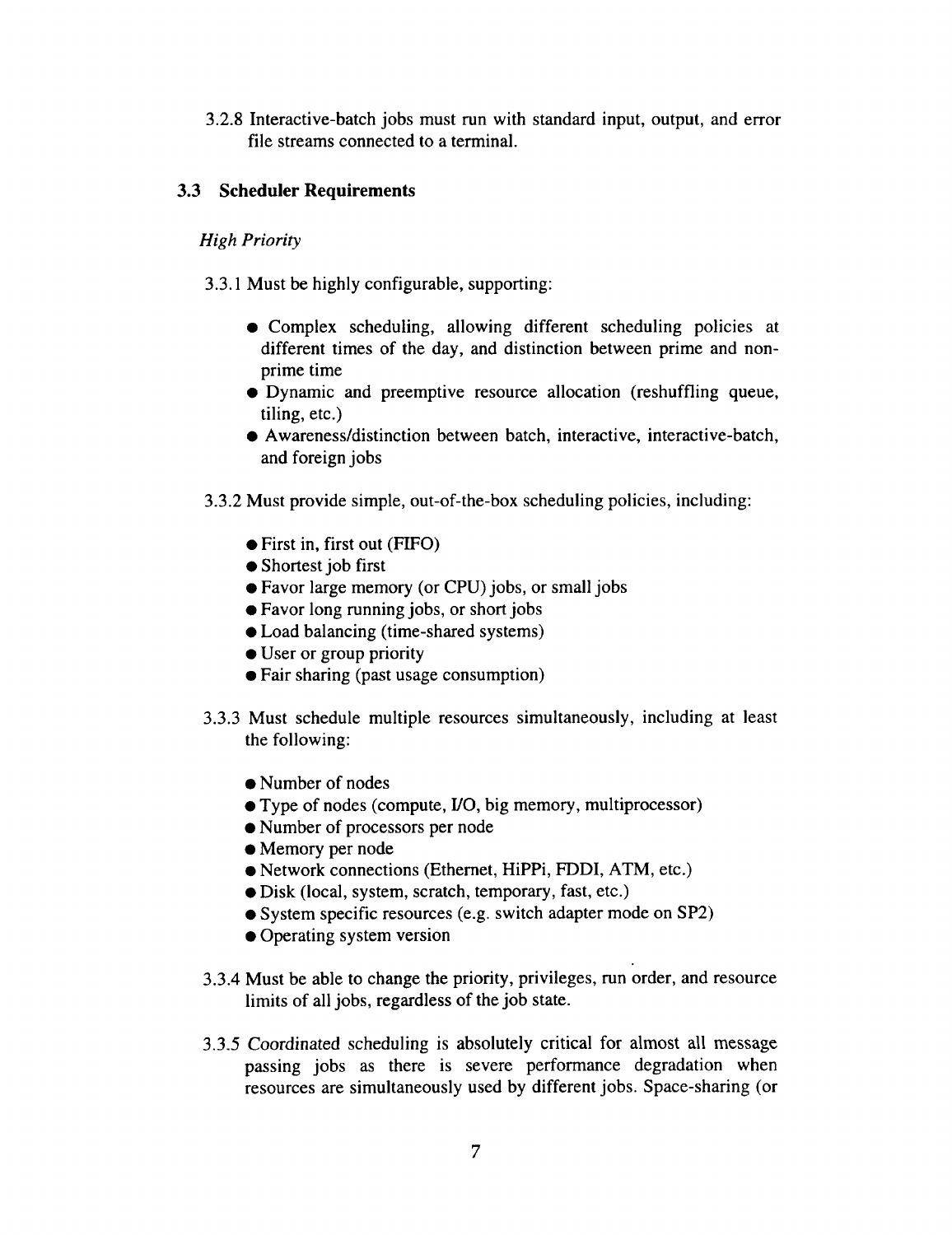3.2.8 Interactive-batch jobs must run with standard input, output, and error file streams connected to a terminal.

### 3.3 Scheduler Requirements

*High Priority*

3.3.1 Must be highly configurable, supporting:

- Complex scheduling, allowing different scheduling policies at different times of the day, and distinction between prime and non-prime time
- Dynamic and preemptive resource allocation (reshuffling queue, tiling, etc.)
- Awareness/distinction between batch, interactive, interactive-batch, and foreign jobs

3.3.2 Must provide simple, out-of-the-box scheduling policies, including:

- First in, first out (FIFO)
- Shortest job first
- Favor large memory (or CPU) jobs, or small jobs
- Favor long running jobs, or short jobs
- Load balancing (time-shared systems)
- User or group priority
- Fair sharing (past usage consumption)

3.3.3 Must schedule multiple resources simultaneously, including at least the following:

- Number of nodes
- Type of nodes (compute, I/O, big memory, multiprocessor)
- Number of processors per node
- Memory per node
- Network connections (Ethernet, HiPPi, FDDI, ATM, etc.)
- Disk (local, system, scratch, temporary, fast, etc.)
- System specific resources (e.g. switch adapter mode on SP2)
- Operating system version

3.3.4 Must be able to change the priority, privileges, run order, and resource limits of all jobs, regardless of the job state.

3.3.5 *Coordinated* scheduling is absolutely critical for almost all message passing jobs as there is severe performance degradation when resources are simultaneously used by different jobs. Space-sharing (or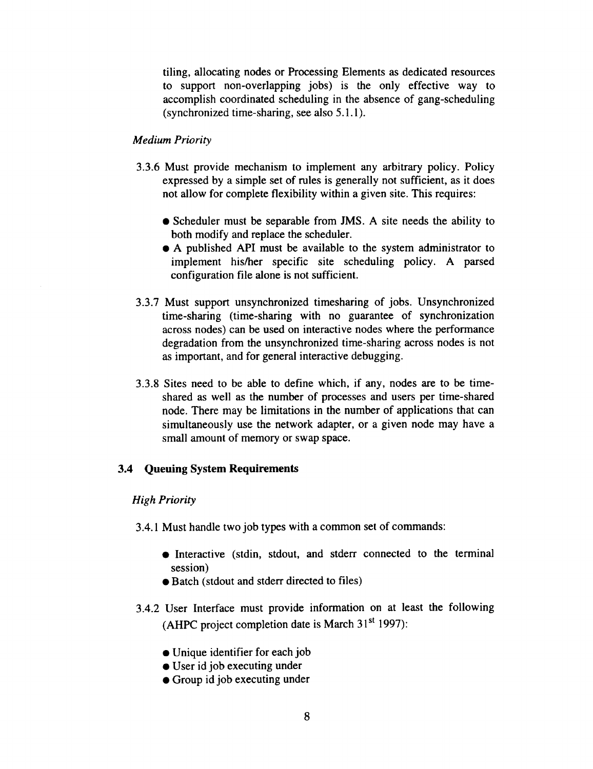tiling, allocating nodes or Processing Elements as dedicated resources to support non-overlapping jobs) is the only effective way to accomplish coordinated scheduling in the absence of gang-scheduling (synchronized time-sharing, see also 5.1.1).

*Medium Priority*

3.3.6 Must provide mechanism to implement any arbitrary policy. Policy expressed by a simple set of rules is generally not sufficient, as it does not allow for complete flexibility within a given site. This requires:

- Scheduler must be separable from JMS. A site needs the ability to both modify and replace the scheduler.
- A published API must be available to the system administrator to implement his/her specific site scheduling policy. A parsed configuration file alone is not sufficient.

3.3.7 Must support unsynchronized timesharing of jobs. Unsynchronized time-sharing (time-sharing with no guarantee of synchronization across nodes) can be used on interactive nodes where the performance degradation from the unsynchronized time-sharing across nodes is not as important, and for general interactive debugging.

3.3.8 Sites need to be able to define which, if any, nodes are to be time-shared as well as the number of processes and users per time-shared node. There may be limitations in the number of applications that can simultaneously use the network adapter, or a given node may have a small amount of memory or swap space.

### 3.4 Queuing System Requirements

*High Priority*

3.4.1 Must handle two job types with a common set of commands:

- Interactive (stdin, stdout, and stderr connected to the terminal session)
- Batch (stdout and stderr directed to files)

3.4.2 User Interface must provide information on at least the following (AHPC project completion date is March 31st 1997):

- Unique identifier for each job
- User id job executing under
- Group id job executing under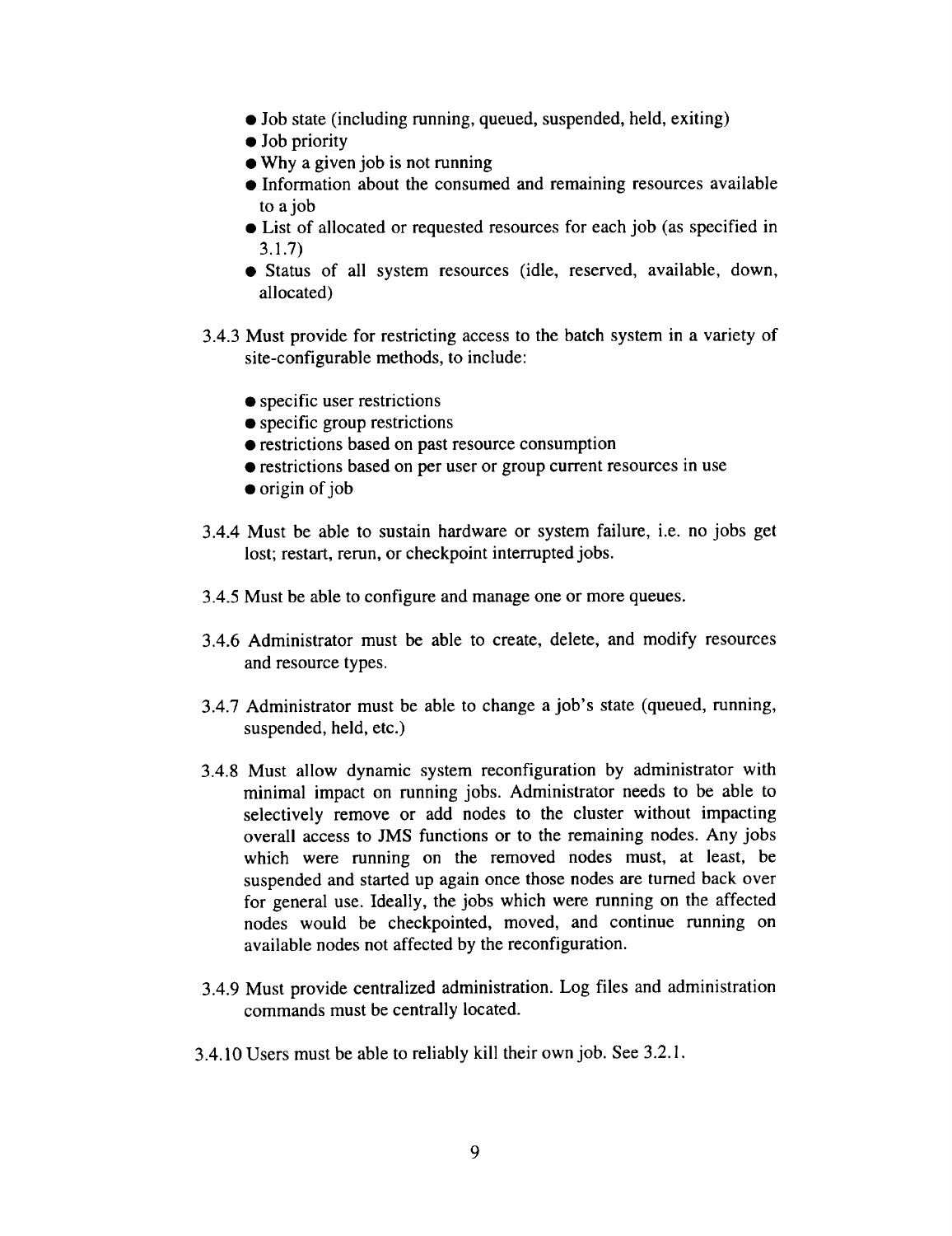- Job state (including running, queued, suspended, held, exiting)
- Job priority
- Why a given job is not running
- Information about the consumed and remaining resources available to a job
- List of allocated or requested resources for each job (as specified in 3.1.7)
- Status of all system resources (idle, reserved, available, down, allocated)

3.4.3 Must provide for restricting access to the batch system in a variety of site-configurable methods, to include:

- specific user restrictions
- specific group restrictions
- restrictions based on past resource consumption
- restrictions based on per user or group current resources in use
- origin of job

3.4.4 Must be able to sustain hardware or system failure, i.e. no jobs get lost; restart, rerun, or checkpoint interrupted jobs.

3.4.5 Must be able to configure and manage one or more queues.

3.4.6 Administrator must be able to create, delete, and modify resources and resource types.

3.4.7 Administrator must be able to change a job's state (queued, running, suspended, held, etc.)

3.4.8 Must allow dynamic system reconfiguration by administrator with minimal impact on running jobs. Administrator needs to be able to selectively remove or add nodes to the cluster without impacting overall access to JMS functions or to the remaining nodes. Any jobs which were running on the removed nodes must, at least, be suspended and started up again once those nodes are turned back over for general use. Ideally, the jobs which were running on the affected nodes would be checkpointed, moved, and continue running on available nodes not affected by the reconfiguration.

3.4.9 Must provide centralized administration. Log files and administration commands must be centrally located.

3.4.10 Users must be able to reliably kill their own job. See 3.2.1.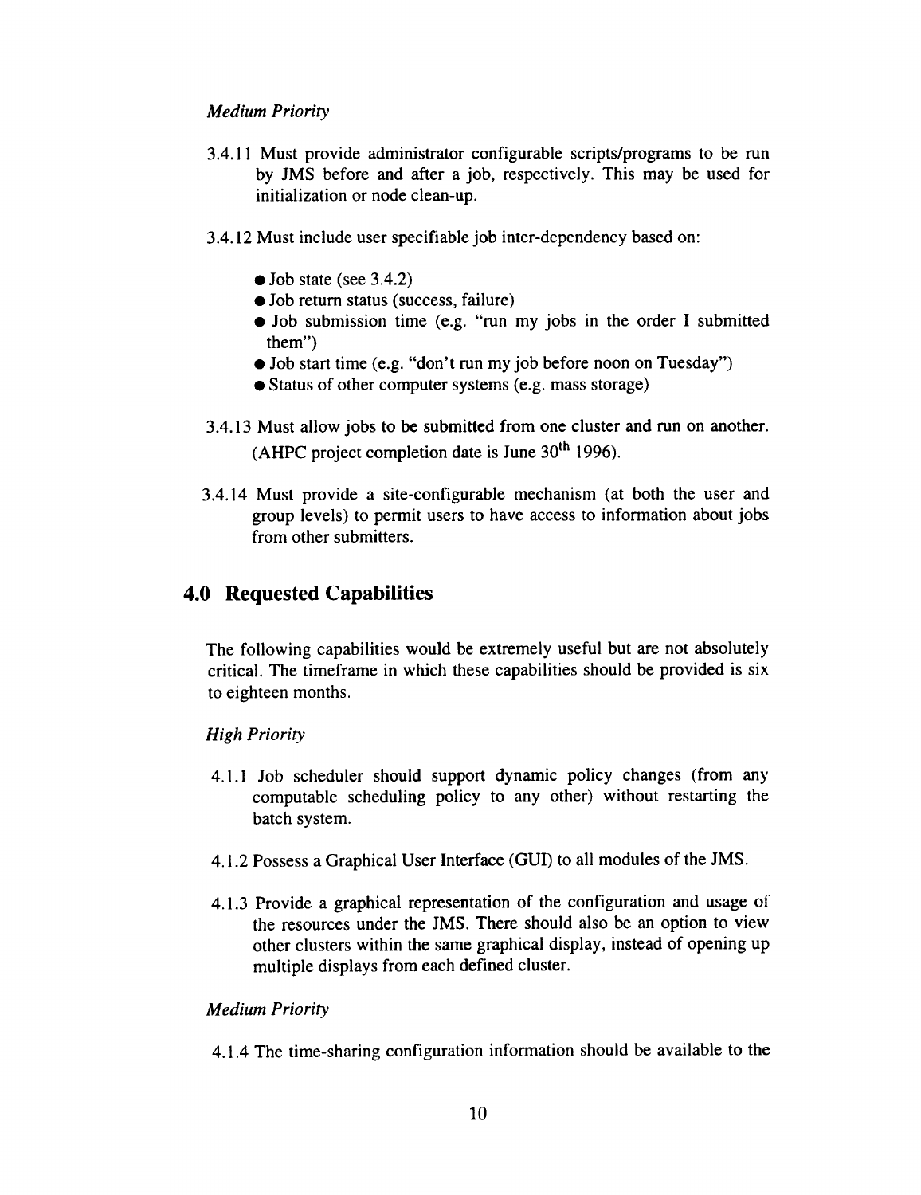*Medium Priority*

3.4.11 Must provide administrator configurable scripts/programs to be run by JMS before and after a job, respectively. This may be used for initialization or node clean-up.

3.4.12 Must include user specifiable job inter-dependency based on:

- Job state (see 3.4.2)
- Job return status (success, failure)
- Job submission time (e.g. "run my jobs in the order I submitted them")
- Job start time (e.g. "don't run my job before noon on Tuesday")
- Status of other computer systems (e.g. mass storage)

3.4.13 Must allow jobs to be submitted from one cluster and run on another. (AHPC project completion date is June 30th 1996).

3.4.14 Must provide a site-configurable mechanism (at both the user and group levels) to permit users to have access to information about jobs from other submitters.

## 4.0 Requested Capabilities

The following capabilities would be extremely useful but are not absolutely critical. The timeframe in which these capabilities should be provided is six to eighteen months.

*High Priority*

4.1.1 Job scheduler should support dynamic policy changes (from any computable scheduling policy to any other) without restarting the batch system.

4.1.2 Possess a Graphical User Interface (GUI) to all modules of the JMS.

4.1.3 Provide a graphical representation of the configuration and usage of the resources under the JMS. There should also be an option to view other clusters within the same graphical display, instead of opening up multiple displays from each defined cluster.

*Medium Priority*

4.1.4 The time-sharing configuration information should be available to the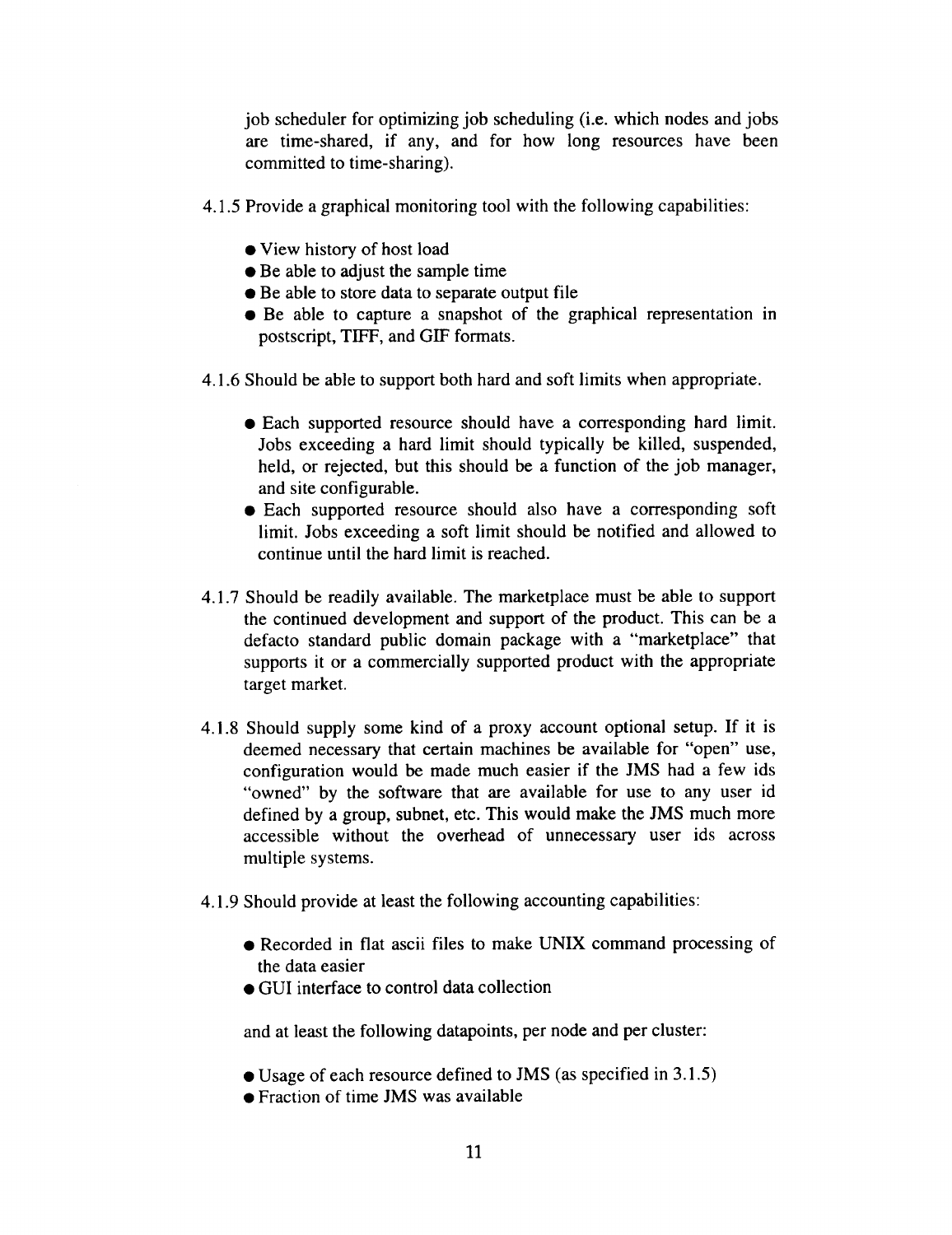job scheduler for optimizing job scheduling (i.e. which nodes and jobs are time-shared, if any, and for how long resources have been committed to time-sharing).

4.1.5 Provide a graphical monitoring tool with the following capabilities:

- View history of host load
- Be able to adjust the sample time
- Be able to store data to separate output file
- Be able to capture a snapshot of the graphical representation in postscript, TIFF, and GIF formats.

4.1.6 Should be able to support both hard and soft limits when appropriate.

- Each supported resource should have a corresponding hard limit. Jobs exceeding a hard limit should typically be killed, suspended, held, or rejected, but this should be a function of the job manager, and site configurable.
- Each supported resource should also have a corresponding soft limit. Jobs exceeding a soft limit should be notified and allowed to continue until the hard limit is reached.

4.1.7 Should be readily available. The marketplace must be able to support the continued development and support of the product. This can be a defacto standard public domain package with a "marketplace" that supports it or a commercially supported product with the appropriate target market.

4.1.8 Should supply some kind of a proxy account optional setup. If it is deemed necessary that certain machines be available for "open" use, configuration would be made much easier if the JMS had a few ids "owned" by the software that are available for use to any user id defined by a group, subnet, etc. This would make the JMS much more accessible without the overhead of unnecessary user ids across multiple systems.

4.1.9 Should provide at least the following accounting capabilities:

- Recorded in flat ascii files to make UNIX command processing of the data easier
- GUI interface to control data collection

and at least the following datapoints, per node and per cluster:

- Usage of each resource defined to JMS (as specified in 3.1.5)
- Fraction of time JMS was available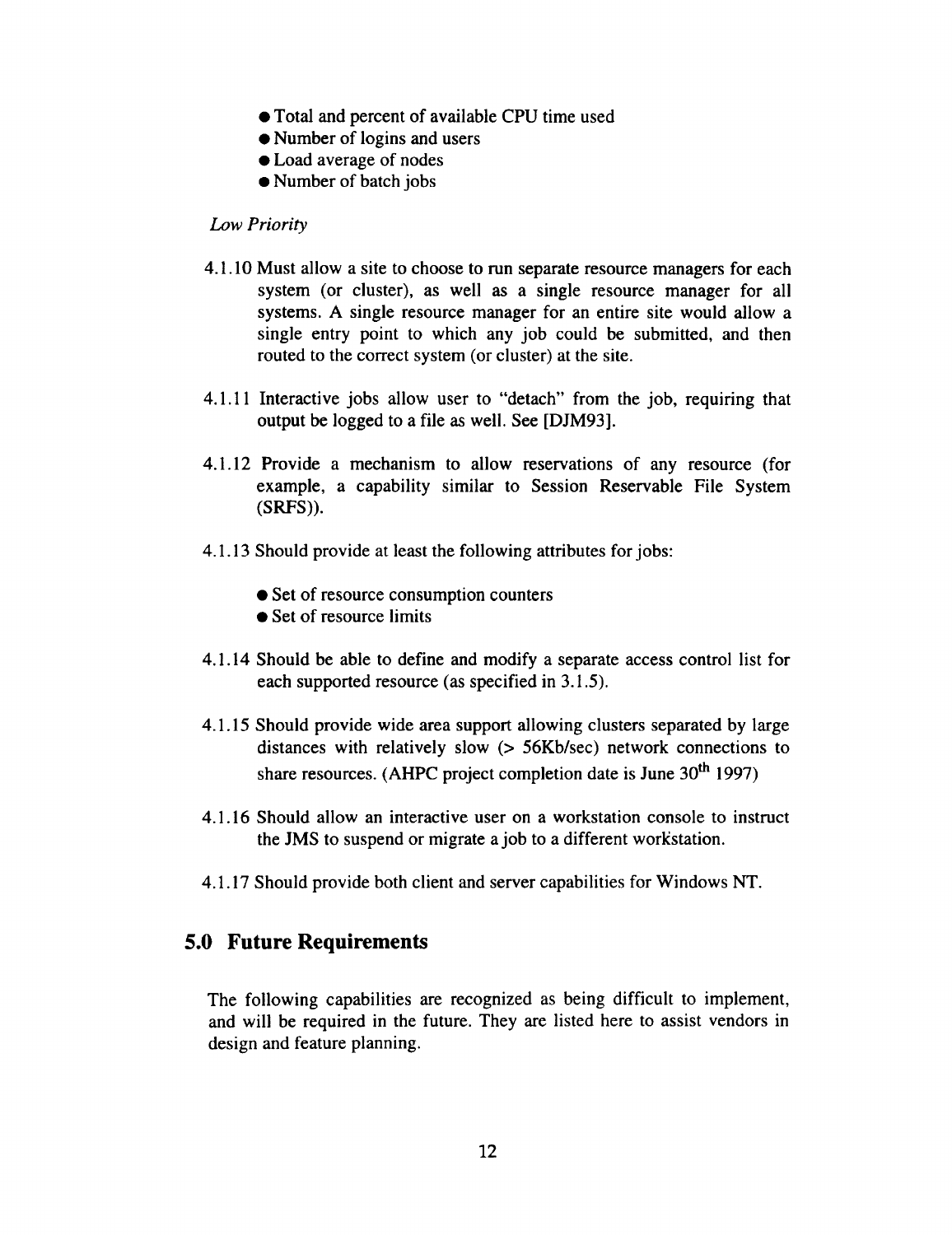- Total and percent of available CPU time used
- Number of logins and users
- Load average of nodes
- Number of batch jobs

*Low Priority*

4.1.10 Must allow a site to choose to run separate resource managers for each system (or cluster), as well as a single resource manager for all systems. A single resource manager for an entire site would allow a single entry point to which any job could be submitted, and then routed to the correct system (or cluster) at the site.

4.1.11 Interactive jobs allow user to "detach" from the job, requiring that output be logged to a file as well. See [DJM93].

4.1.12 Provide a mechanism to allow reservations of any resource (for example, a capability similar to Session Reservable File System (SRFS)).

4.1.13 Should provide at least the following attributes for jobs:

- Set of resource consumption counters
- Set of resource limits

4.1.14 Should be able to define and modify a separate access control list for each supported resource (as specified in 3.1.5).

4.1.15 Should provide wide area support allowing clusters separated by large distances with relatively slow (> 56Kb/sec) network connections to share resources. (AHPC project completion date is June 30th 1997)

4.1.16 Should allow an interactive user on a workstation console to instruct the JMS to suspend or migrate a job to a different workstation.

4.1.17 Should provide both client and server capabilities for Windows NT.

## 5.0 Future Requirements

The following capabilities are recognized as being difficult to implement, and will be required in the future. They are listed here to assist vendors in design and feature planning.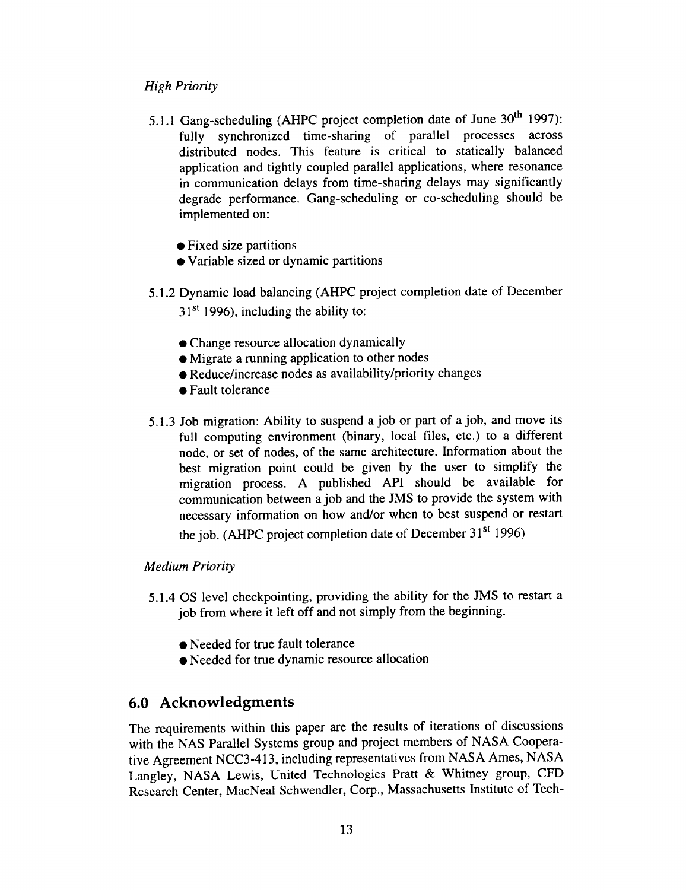*High Priority*

5.1.1 Gang-scheduling (AHPC project completion date of June 30th 1997): fully synchronized time-sharing of parallel processes across distributed nodes. This feature is critical to statically balanced application and tightly coupled parallel applications, where resonance in communication delays from time-sharing delays may significantly degrade performance. Gang-scheduling or co-scheduling should be implemented on:

- Fixed size partitions
- Variable sized or dynamic partitions

5.1.2 Dynamic load balancing (AHPC project completion date of December 31st 1996), including the ability to:

- Change resource allocation dynamically
- Migrate a running application to other nodes
- Reduce/increase nodes as availability/priority changes
- Fault tolerance

5.1.3 Job migration: Ability to suspend a job or part of a job, and move its full computing environment (binary, local files, etc.) to a different node, or set of nodes, of the same architecture. Information about the best migration point could be given by the user to simplify the migration process. A published API should be available for communication between a job and the JMS to provide the system with necessary information on how and/or when to best suspend or restart the job. (AHPC project completion date of December 31st 1996)

*Medium Priority*

5.1.4 OS level checkpointing, providing the ability for the JMS to restart a job from where it left off and not simply from the beginning.

- Needed for true fault tolerance
- Needed for true dynamic resource allocation

## 6.0 Acknowledgments

The requirements within this paper are the results of iterations of discussions with the NAS Parallel Systems group and project members of NASA Cooperative Agreement NCC3-413, including representatives from NASA Ames, NASA Langley, NASA Lewis, United Technologies Pratt & Whitney group, CFD Research Center, MacNeal Schwendler, Corp., Massachusetts Institute of Tech-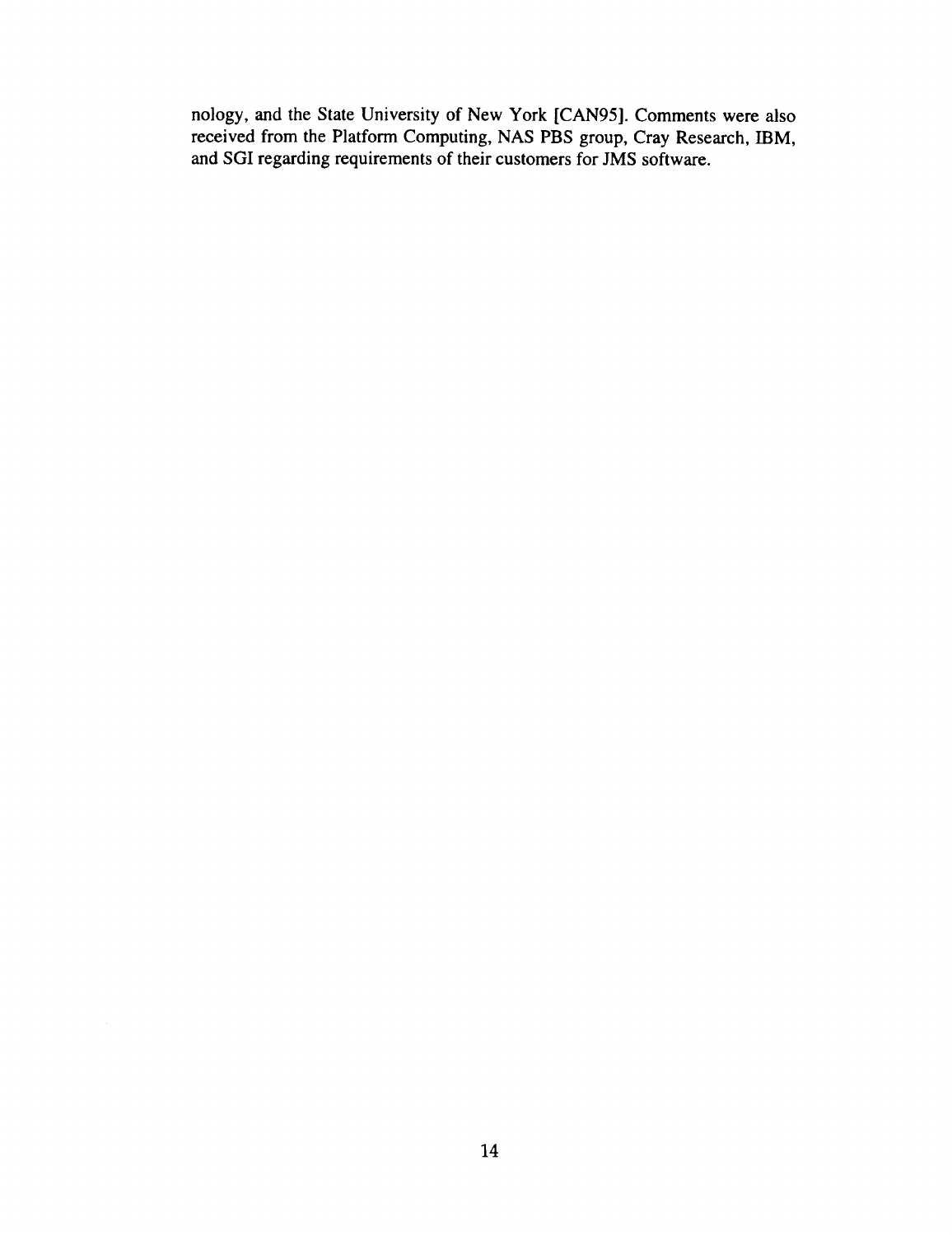nology, and the State University of New York [CAN95]. Comments were also received from the Platform Computing, NAS PBS group, Cray Research, IBM, and SGI regarding requirements of their customers for JMS software.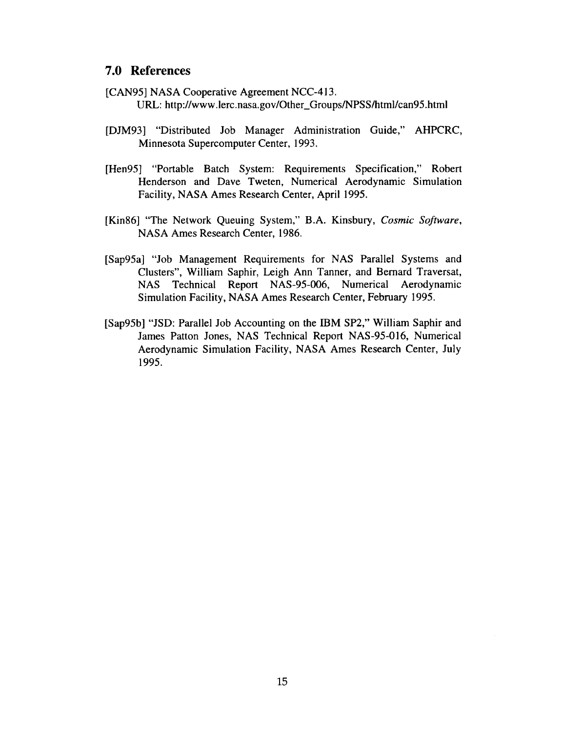## 7.0 References

[CAN95] NASA Cooperative Agreement NCC-413.
URL: http://www.lerc.nasa.gov/Other_Groups/NPSS/html/can95.html

[DJM93] "Distributed Job Manager Administration Guide," AHPCRC, Minnesota Supercomputer Center, 1993.

[Hen95] "Portable Batch System: Requirements Specification," Robert Henderson and Dave Tweten, Numerical Aerodynamic Simulation Facility, NASA Ames Research Center, April 1995.

[Kin86] "The Network Queuing System," B.A. Kinsbury, *Cosmic Software*, NASA Ames Research Center, 1986.

[Sap95a] "Job Management Requirements for NAS Parallel Systems and Clusters", William Saphir, Leigh Ann Tanner, and Bernard Traversat, NAS Technical Report NAS-95-006, Numerical Aerodynamic Simulation Facility, NASA Ames Research Center, February 1995.

[Sap95b] "JSD: Parallel Job Accounting on the IBM SP2," William Saphir and James Patton Jones, NAS Technical Report NAS-95-016, Numerical Aerodynamic Simulation Facility, NASA Ames Research Center, July 1995.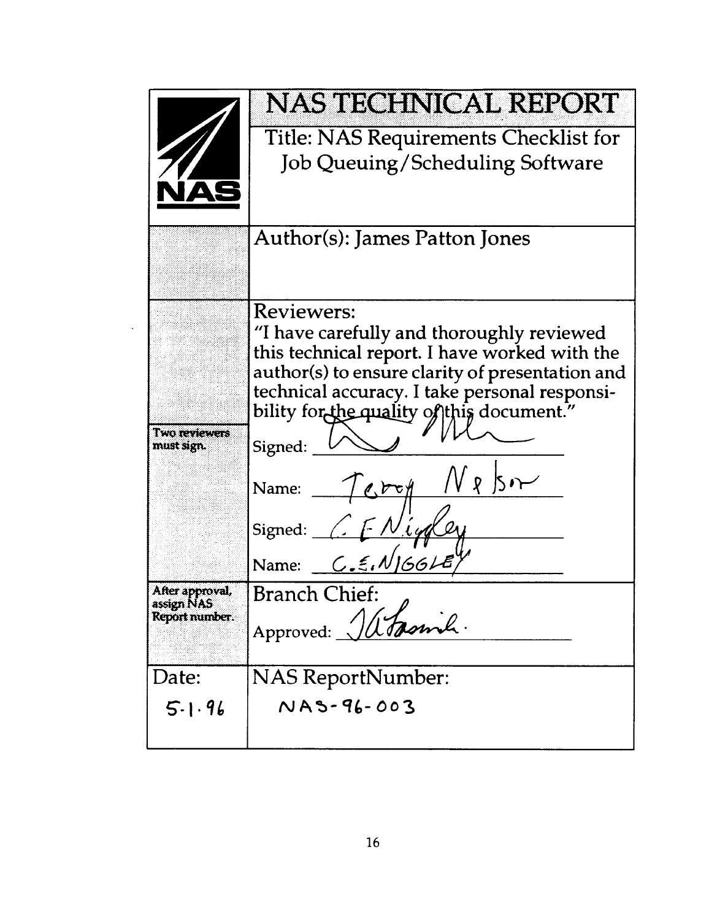# NAS TECHNICAL REPORT

| | |
|---|---|
| NAS | Title: NAS Requirements Checklist for Job Queuing/Scheduling Software |
| | Author(s): James Patton Jones |
| Two reviewers must sign. | Reviewers: "I have carefully and thoroughly reviewed this technical report. I have worked with the author(s) to ensure clarity of presentation and technical accuracy. I take personal responsibility for the quality of this document." Signed: [signature] Name: Terry Nelson Signed: C. E. Niggley Name: C. E. NIGGLEY |
| After approval, assign NAS Report number. | Branch Chief: Approved: [signature] |
| Date: 5.1.96 | NAS ReportNumber: NAS-96-003 |